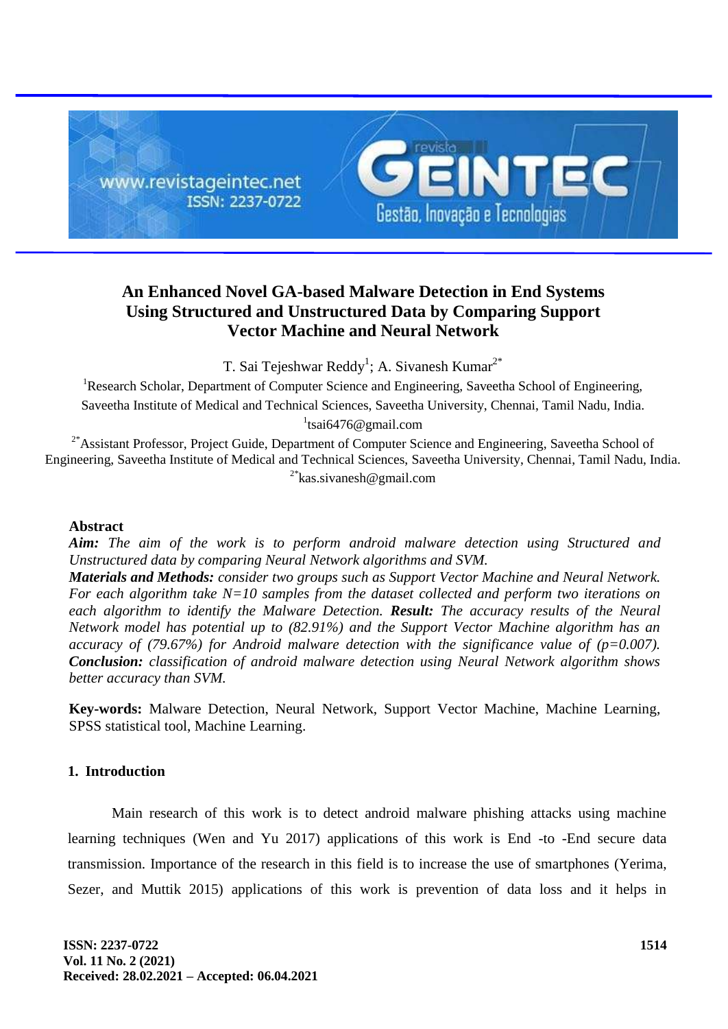# An Enhanced Novel GA-based Malware Detection in End Systems Using Structured and Unstructured Data by Comparing Support Vector Machine and Neural Network

T. Sai Tejeshwar Reddy[1]; A. Sivanesh Kumar[2*]

[1]Research Scholar, Department of Computer Science and Engineering, Saveetha School of Engineering, Saveetha Institute of Medical and Technical Sciences, Saveetha University, Chennai, Tamil Nadu, India.
[1]tsai6476@gmail.com

[2*]Assistant Professor, Project Guide, Department of Computer Science and Engineering, Saveetha School of Engineering, Saveetha Institute of Medical and Technical Sciences, Saveetha University, Chennai, Tamil Nadu, India.
[2*]kas.sivanesh@gmail.com

## Abstract

***Aim:*** *The aim of the work is to perform android malware detection using Structured and Unstructured data by comparing Neural Network algorithms and SVM.*

***Materials and Methods:*** *consider two groups such as Support Vector Machine and Neural Network. For each algorithm take N=10 samples from the dataset collected and perform two iterations on each algorithm to identify the Malware Detection.* ***Result:*** *The accuracy results of the Neural Network model has potential up to (82.91%) and the Support Vector Machine algorithm has an accuracy of (79.67%) for Android malware detection with the significance value of (p=0.007).* ***Conclusion:*** *classification of android malware detection using Neural Network algorithm shows better accuracy than SVM.*

**Key-words:** Malware Detection, Neural Network, Support Vector Machine, Machine Learning, SPSS statistical tool, Machine Learning.

## 1. Introduction

Main research of this work is to detect android malware phishing attacks using machine learning techniques (Wen and Yu 2017) applications of this work is End -to -End secure data transmission. Importance of the research in this field is to increase the use of smartphones (Yerima, Sezer, and Muttik 2015) applications of this work is prevention of data loss and it helps in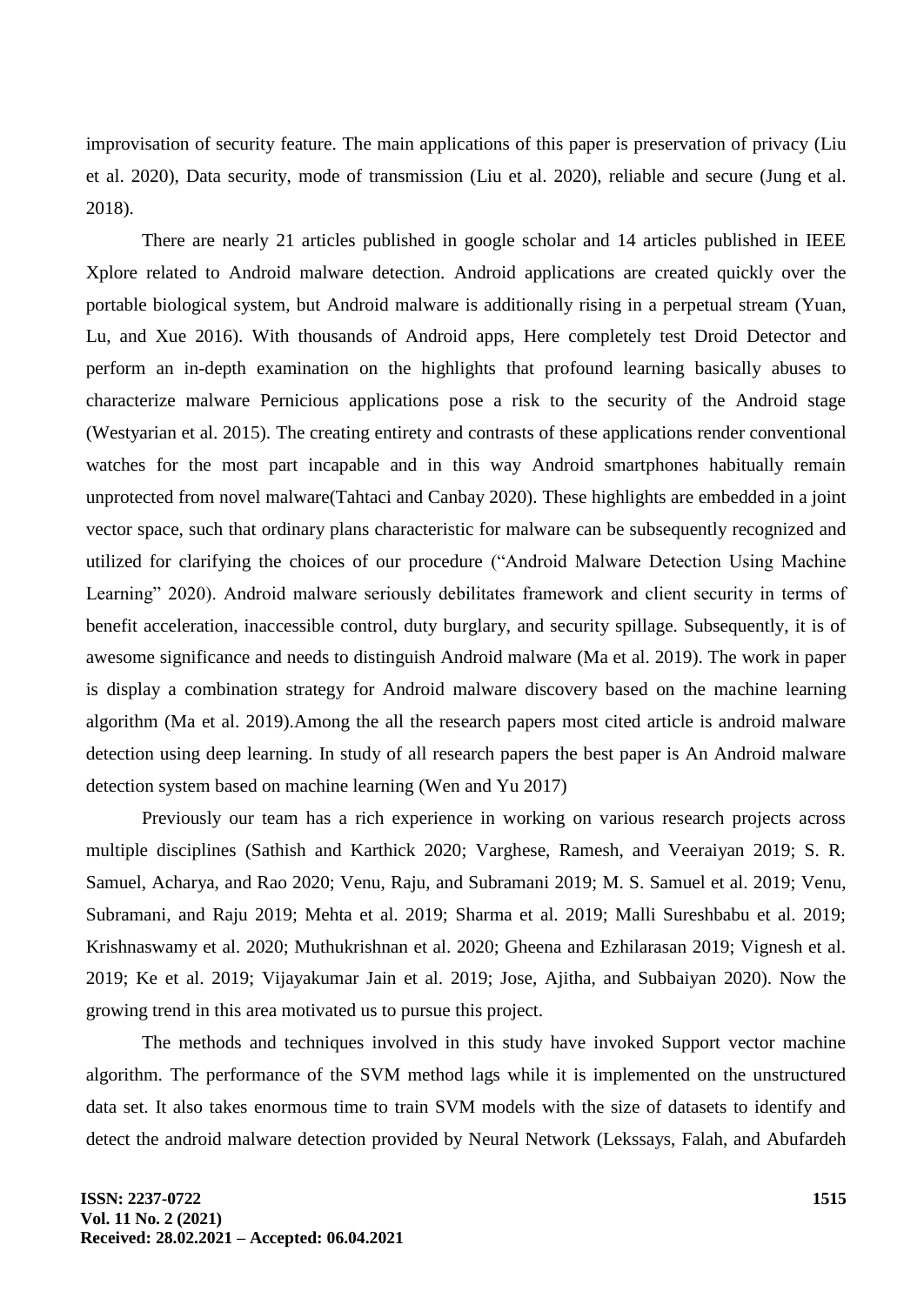improvisation of security feature. The main applications of this paper is preservation of privacy (Liu et al. 2020), Data security, mode of transmission (Liu et al. 2020), reliable and secure (Jung et al. 2018).

There are nearly 21 articles published in google scholar and 14 articles published in IEEE Xplore related to Android malware detection. Android applications are created quickly over the portable biological system, but Android malware is additionally rising in a perpetual stream (Yuan, Lu, and Xue 2016). With thousands of Android apps, Here completely test Droid Detector and perform an in-depth examination on the highlights that profound learning basically abuses to characterize malware Pernicious applications pose a risk to the security of the Android stage (Westyarian et al. 2015). The creating entirety and contrasts of these applications render conventional watches for the most part incapable and in this way Android smartphones habitually remain unprotected from novel malware(Tahtaci and Canbay 2020). These highlights are embedded in a joint vector space, such that ordinary plans characteristic for malware can be subsequently recognized and utilized for clarifying the choices of our procedure ("Android Malware Detection Using Machine Learning" 2020). Android malware seriously debilitates framework and client security in terms of benefit acceleration, inaccessible control, duty burglary, and security spillage. Subsequently, it is of awesome significance and needs to distinguish Android malware (Ma et al. 2019). The work in paper is display a combination strategy for Android malware discovery based on the machine learning algorithm (Ma et al. 2019).Among the all the research papers most cited article is android malware detection using deep learning. In study of all research papers the best paper is An Android malware detection system based on machine learning (Wen and Yu 2017)

Previously our team has a rich experience in working on various research projects across multiple disciplines (Sathish and Karthick 2020; Varghese, Ramesh, and Veeraiyan 2019; S. R. Samuel, Acharya, and Rao 2020; Venu, Raju, and Subramani 2019; M. S. Samuel et al. 2019; Venu, Subramani, and Raju 2019; Mehta et al. 2019; Sharma et al. 2019; Malli Sureshbabu et al. 2019; Krishnaswamy et al. 2020; Muthukrishnan et al. 2020; Gheena and Ezhilarasan 2019; Vignesh et al. 2019; Ke et al. 2019; Vijayakumar Jain et al. 2019; Jose, Ajitha, and Subbaiyan 2020). Now the growing trend in this area motivated us to pursue this project.

The methods and techniques involved in this study have invoked Support vector machine algorithm. The performance of the SVM method lags while it is implemented on the unstructured data set. It also takes enormous time to train SVM models with the size of datasets to identify and detect the android malware detection provided by Neural Network (Lekssays, Falah, and Abufardeh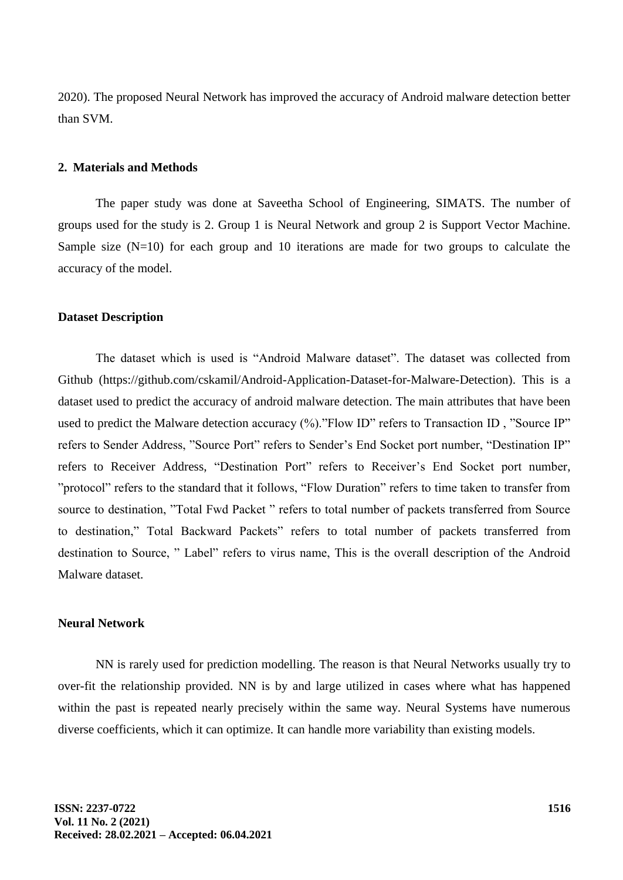2020). The proposed Neural Network has improved the accuracy of Android malware detection better than SVM.

## 2. Materials and Methods

The paper study was done at Saveetha School of Engineering, SIMATS. The number of groups used for the study is 2. Group 1 is Neural Network and group 2 is Support Vector Machine. Sample size (N=10) for each group and 10 iterations are made for two groups to calculate the accuracy of the model.

### Dataset Description

The dataset which is used is “Android Malware dataset”. The dataset was collected from Github (https://github.com/cskamil/Android-Application-Dataset-for-Malware-Detection). This is a dataset used to predict the accuracy of android malware detection. The main attributes that have been used to predict the Malware detection accuracy (%).”Flow ID” refers to Transaction ID , ”Source IP” refers to Sender Address, ”Source Port” refers to Sender’s End Socket port number, “Destination IP” refers to Receiver Address, “Destination Port” refers to Receiver’s End Socket port number, ”protocol” refers to the standard that it follows, “Flow Duration” refers to time taken to transfer from source to destination, ”Total Fwd Packet ” refers to total number of packets transferred from Source to destination,” Total Backward Packets” refers to total number of packets transferred from destination to Source, ” Label” refers to virus name, This is the overall description of the Android Malware dataset.

### Neural Network

NN is rarely used for prediction modelling. The reason is that Neural Networks usually try to over-fit the relationship provided. NN is by and large utilized in cases where what has happened within the past is repeated nearly precisely within the same way. Neural Systems have numerous diverse coefficients, which it can optimize. It can handle more variability than existing models.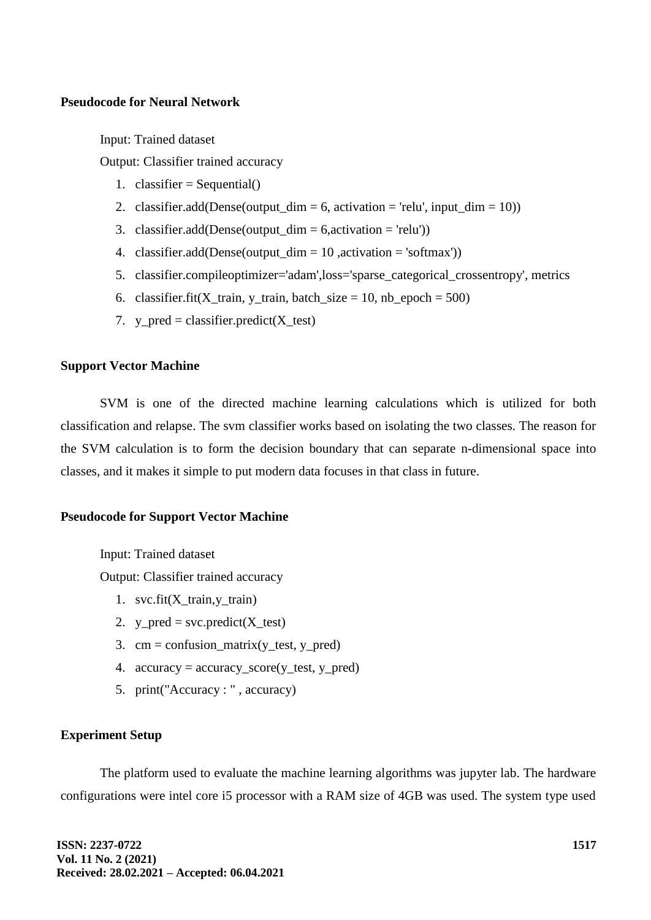**Pseudocode for Neural Network**

Input: Trained dataset

Output: Classifier trained accuracy

1. classifier = Sequential()
2. classifier.add(Dense(output_dim = 6, activation = 'relu', input_dim = 10))
3. classifier.add(Dense(output_dim = 6,activation = 'relu'))
4. classifier.add(Dense(output_dim = 10 ,activation = 'softmax'))
5. classifier.compileoptimizer='adam',loss='sparse_categorical_crossentropy', metrics
6. classifier.fit(X_train, y_train, batch_size = 10, nb_epoch = 500)
7. y_pred = classifier.predict(X_test)

**Support Vector Machine**

SVM is one of the directed machine learning calculations which is utilized for both classification and relapse. The svm classifier works based on isolating the two classes. The reason for the SVM calculation is to form the decision boundary that can separate n-dimensional space into classes, and it makes it simple to put modern data focuses in that class in future.

**Pseudocode for Support Vector Machine**

Input: Trained dataset

Output: Classifier trained accuracy

1. svc.fit(X_train,y_train)
2. y_pred = svc.predict(X_test)
3. cm = confusion_matrix(y_test, y_pred)
4. accuracy = accuracy_score(y_test, y_pred)
5. print("Accuracy : " , accuracy)

**Experiment Setup**

The platform used to evaluate the machine learning algorithms was jupyter lab. The hardware configurations were intel core i5 processor with a RAM size of 4GB was used. The system type used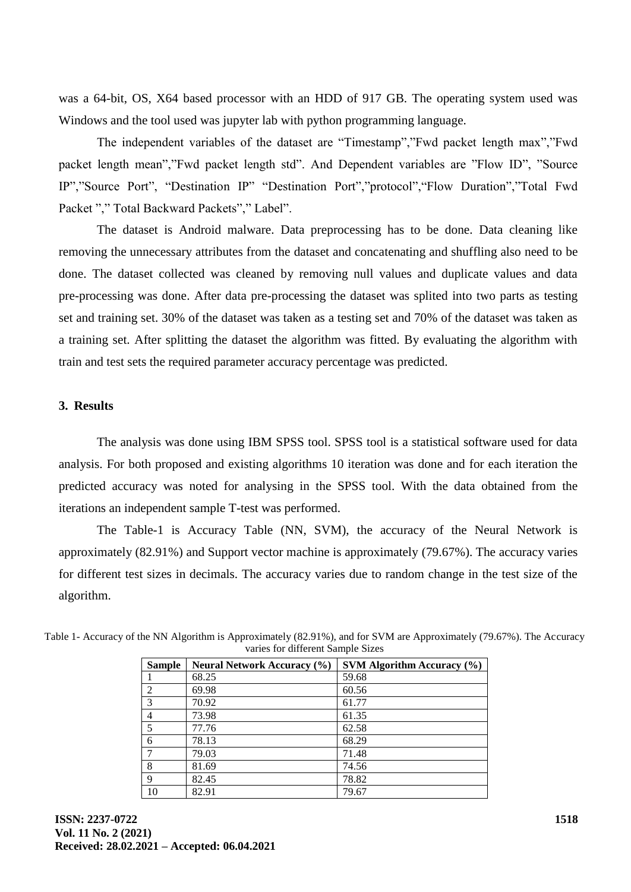was a 64-bit, OS, X64 based processor with an HDD of 917 GB. The operating system used was Windows and the tool used was jupyter lab with python programming language.

The independent variables of the dataset are “Timestamp”,”Fwd packet length max”,”Fwd packet length mean”,”Fwd packet length std”. And Dependent variables are ”Flow ID”, ”Source IP”,”Source Port”, “Destination IP” “Destination Port”,”protocol”,“Flow Duration”,”Total Fwd Packet ”,” Total Backward Packets”,” Label”.

The dataset is Android malware. Data preprocessing has to be done. Data cleaning like removing the unnecessary attributes from the dataset and concatenating and shuffling also need to be done. The dataset collected was cleaned by removing null values and duplicate values and data pre-processing was done. After data pre-processing the dataset was splited into two parts as testing set and training set. 30% of the dataset was taken as a testing set and 70% of the dataset was taken as a training set. After splitting the dataset the algorithm was fitted. By evaluating the algorithm with train and test sets the required parameter accuracy percentage was predicted.

## 3. Results

The analysis was done using IBM SPSS tool. SPSS tool is a statistical software used for data analysis. For both proposed and existing algorithms 10 iteration was done and for each iteration the predicted accuracy was noted for analysing in the SPSS tool. With the data obtained from the iterations an independent sample T-test was performed.

The Table-1 is Accuracy Table (NN, SVM), the accuracy of the Neural Network is approximately (82.91%) and Support vector machine is approximately (79.67%). The accuracy varies for different test sizes in decimals. The accuracy varies due to random change in the test size of the algorithm.

Table 1- Accuracy of the NN Algorithm is Approximately (82.91%), and for SVM are Approximately (79.67%). The Accuracy varies for different Sample Sizes

| Sample | Neural Network Accuracy (%) | SVM Algorithm Accuracy (%) |
|---|---|---|
| 1 | 68.25 | 59.68 |
| 2 | 69.98 | 60.56 |
| 3 | 70.92 | 61.77 |
| 4 | 73.98 | 61.35 |
| 5 | 77.76 | 62.58 |
| 6 | 78.13 | 68.29 |
| 7 | 79.03 | 71.48 |
| 8 | 81.69 | 74.56 |
| 9 | 82.45 | 78.82 |
| 10 | 82.91 | 79.67 |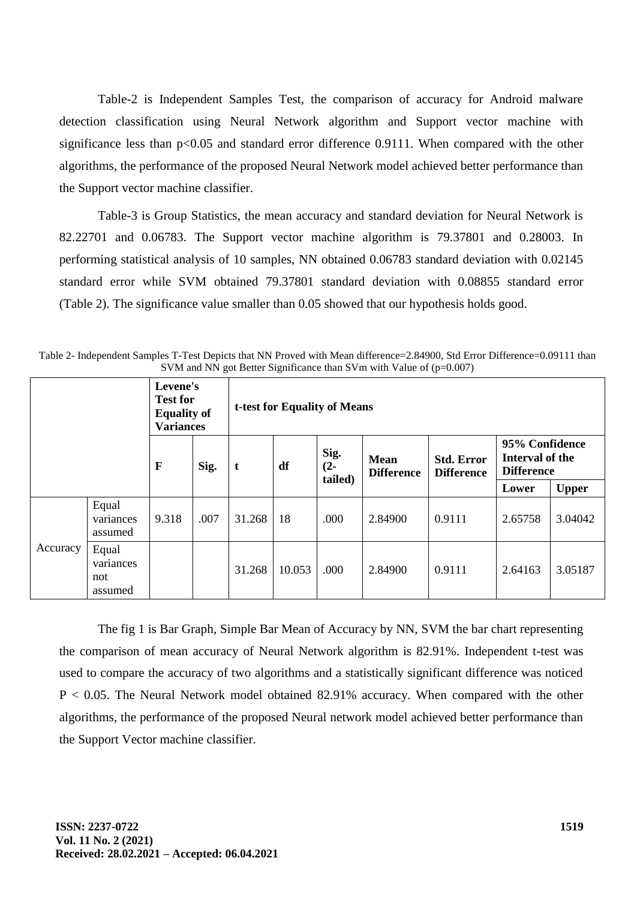Table-2 is Independent Samples Test, the comparison of accuracy for Android malware detection classification using Neural Network algorithm and Support vector machine with significance less than $p<0.05$ and standard error difference 0.9111. When compared with the other algorithms, the performance of the proposed Neural Network model achieved better performance than the Support vector machine classifier.

Table-3 is Group Statistics, the mean accuracy and standard deviation for Neural Network is 82.22701 and 0.06783. The Support vector machine algorithm is 79.37801 and 0.28003. In performing statistical analysis of 10 samples, NN obtained 0.06783 standard deviation with 0.02145 standard error while SVM obtained 79.37801 standard deviation with 0.08855 standard error (Table 2). The significance value smaller than 0.05 showed that our hypothesis holds good.

Table 2- Independent Samples T-Test Depicts that NN Proved with Mean difference=2.84900, Std Error Difference=0.09111 than SVM and NN got Better Significance than SVm with Value of (p=0.007)

| | | **Levene's Test for Equality of Variances** | | **t-test for Equality of Means** | | | | | | |
|---|---|---|---|---|---|---|---|---|---|---|
| | | **F** | **Sig.** | **t** | **df** | **Sig. (2-tailed)** | **Mean Difference** | **Std. Error Difference** | **95% Confidence Interval of the Difference** | |
| | | | | | | | | | **Lower** | **Upper** |
| Accuracy | Equal variances assumed | 9.318 | .007 | 31.268 | 18 | .000 | 2.84900 | 0.9111 | 2.65758 | 3.04042 |
| | Equal variances not assumed | | | 31.268 | 10.053 | .000 | 2.84900 | 0.9111 | 2.64163 | 3.05187 |

The fig 1 is Bar Graph, Simple Bar Mean of Accuracy by NN, SVM the bar chart representing the comparison of mean accuracy of Neural Network algorithm is 82.91%. Independent t-test was used to compare the accuracy of two algorithms and a statistically significant difference was noticed $P < 0.05$. The Neural Network model obtained 82.91% accuracy. When compared with the other algorithms, the performance of the proposed Neural network model achieved better performance than the Support Vector machine classifier.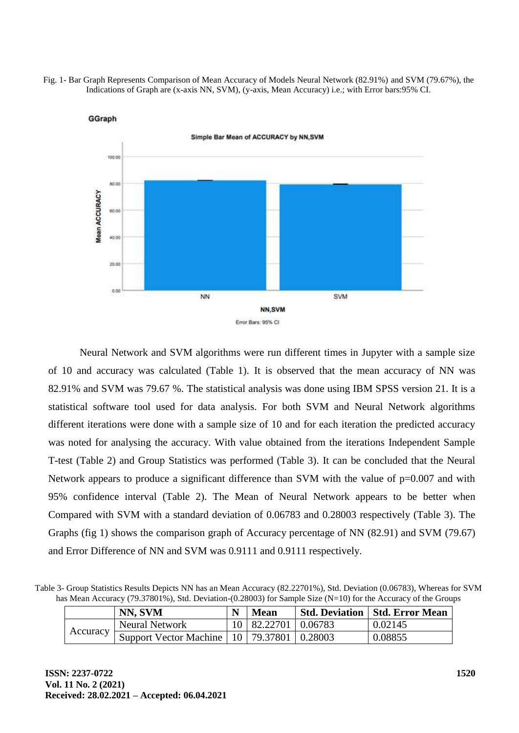Fig. 1- Bar Graph Represents Comparison of Mean Accuracy of Models Neural Network (82.91%) and SVM (79.67%), the Indications of Graph are (x-axis NN, SVM), (y-axis, Mean Accuracy) i.e.; with Error bars:95% CI.

GGraph

Simple Bar Mean of ACCURACY by NN,SVM

Error Bars: 95% CI

Neural Network and SVM algorithms were run different times in Jupyter with a sample size of 10 and accuracy was calculated (Table 1). It is observed that the mean accuracy of NN was 82.91% and SVM was 79.67 %. The statistical analysis was done using IBM SPSS version 21. It is a statistical software tool used for data analysis. For both SVM and Neural Network algorithms different iterations were done with a sample size of 10 and for each iteration the predicted accuracy was noted for analysing the accuracy. With value obtained from the iterations Independent Sample T-test (Table 2) and Group Statistics was performed (Table 3). It can be concluded that the Neural Network appears to produce a significant difference than SVM with the value of p=0.007 and with 95% confidence interval (Table 2). The Mean of Neural Network appears to be better when Compared with SVM with a standard deviation of 0.06783 and 0.28003 respectively (Table 3). The Graphs (fig 1) shows the comparison graph of Accuracy percentage of NN (82.91) and SVM (79.67) and Error Difference of NN and SVM was 0.9111 and 0.9111 respectively.

Table 3- Group Statistics Results Depicts NN has an Mean Accuracy (82.22701%), Std. Deviation (0.06783), Whereas for SVM has Mean Accuracy (79.37801%), Std. Deviation-(0.28003) for Sample Size (N=10) for the Accuracy of the Groups

| | NN, SVM | N | Mean | Std. Deviation | Std. Error Mean |
|---|---|---|---|---|---|
| Accuracy | Neural Network | 10 | 82.22701 | 0.06783 | 0.02145 |
| | Support Vector Machine | 10 | 79.37801 | 0.28003 | 0.08855 |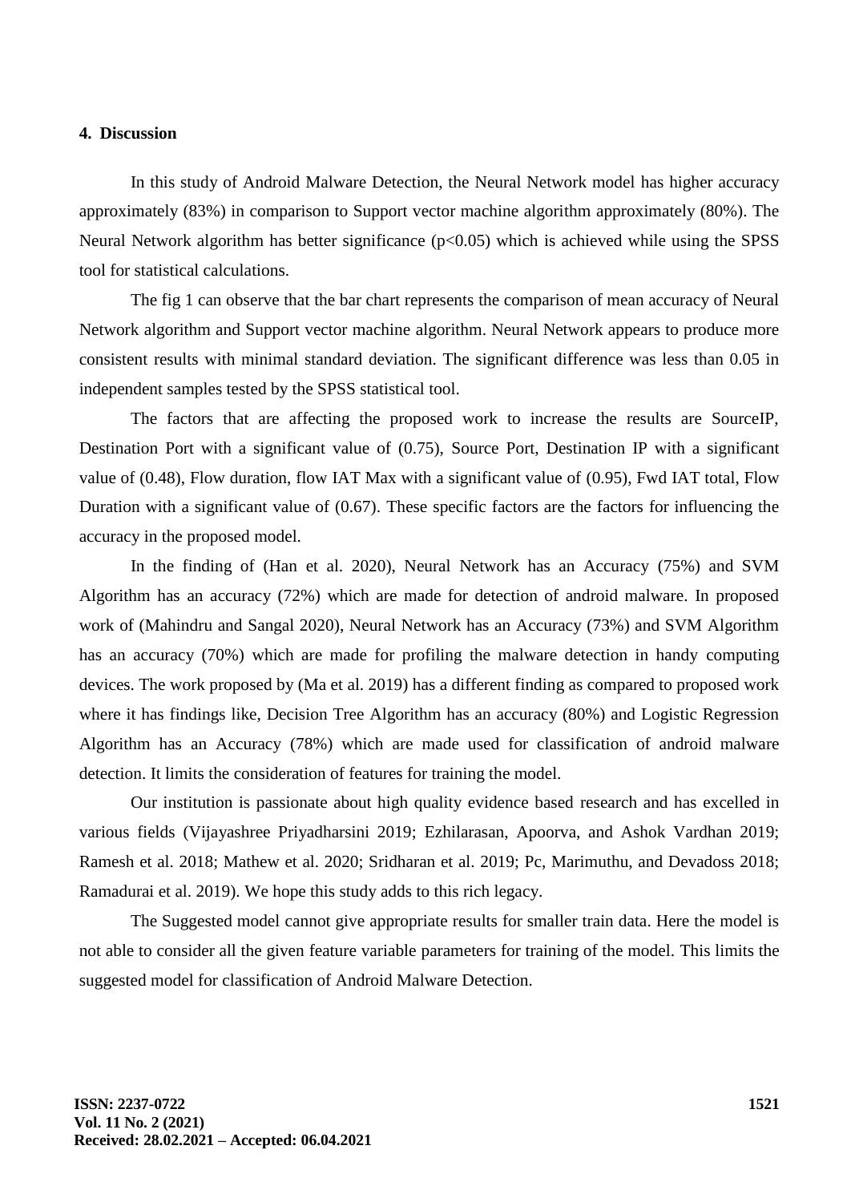## 4. Discussion

In this study of Android Malware Detection, the Neural Network model has higher accuracy approximately (83%) in comparison to Support vector machine algorithm approximately (80%). The Neural Network algorithm has better significance ($p<0.05$) which is achieved while using the SPSS tool for statistical calculations.

The fig 1 can observe that the bar chart represents the comparison of mean accuracy of Neural Network algorithm and Support vector machine algorithm. Neural Network appears to produce more consistent results with minimal standard deviation. The significant difference was less than 0.05 in independent samples tested by the SPSS statistical tool.

The factors that are affecting the proposed work to increase the results are SourceIP, Destination Port with a significant value of (0.75), Source Port, Destination IP with a significant value of (0.48), Flow duration, flow IAT Max with a significant value of (0.95), Fwd IAT total, Flow Duration with a significant value of (0.67). These specific factors are the factors for influencing the accuracy in the proposed model.

In the finding of (Han et al. 2020), Neural Network has an Accuracy (75%) and SVM Algorithm has an accuracy (72%) which are made for detection of android malware. In proposed work of (Mahindru and Sangal 2020), Neural Network has an Accuracy (73%) and SVM Algorithm has an accuracy (70%) which are made for profiling the malware detection in handy computing devices. The work proposed by (Ma et al. 2019) has a different finding as compared to proposed work where it has findings like, Decision Tree Algorithm has an accuracy (80%) and Logistic Regression Algorithm has an Accuracy (78%) which are made used for classification of android malware detection. It limits the consideration of features for training the model.

Our institution is passionate about high quality evidence based research and has excelled in various fields (Vijayashree Priyadharsini 2019; Ezhilarasan, Apoorva, and Ashok Vardhan 2019; Ramesh et al. 2018; Mathew et al. 2020; Sridharan et al. 2019; Pc, Marimuthu, and Devadoss 2018; Ramadurai et al. 2019). We hope this study adds to this rich legacy.

The Suggested model cannot give appropriate results for smaller train data. Here the model is not able to consider all the given feature variable parameters for training of the model. This limits the suggested model for classification of Android Malware Detection.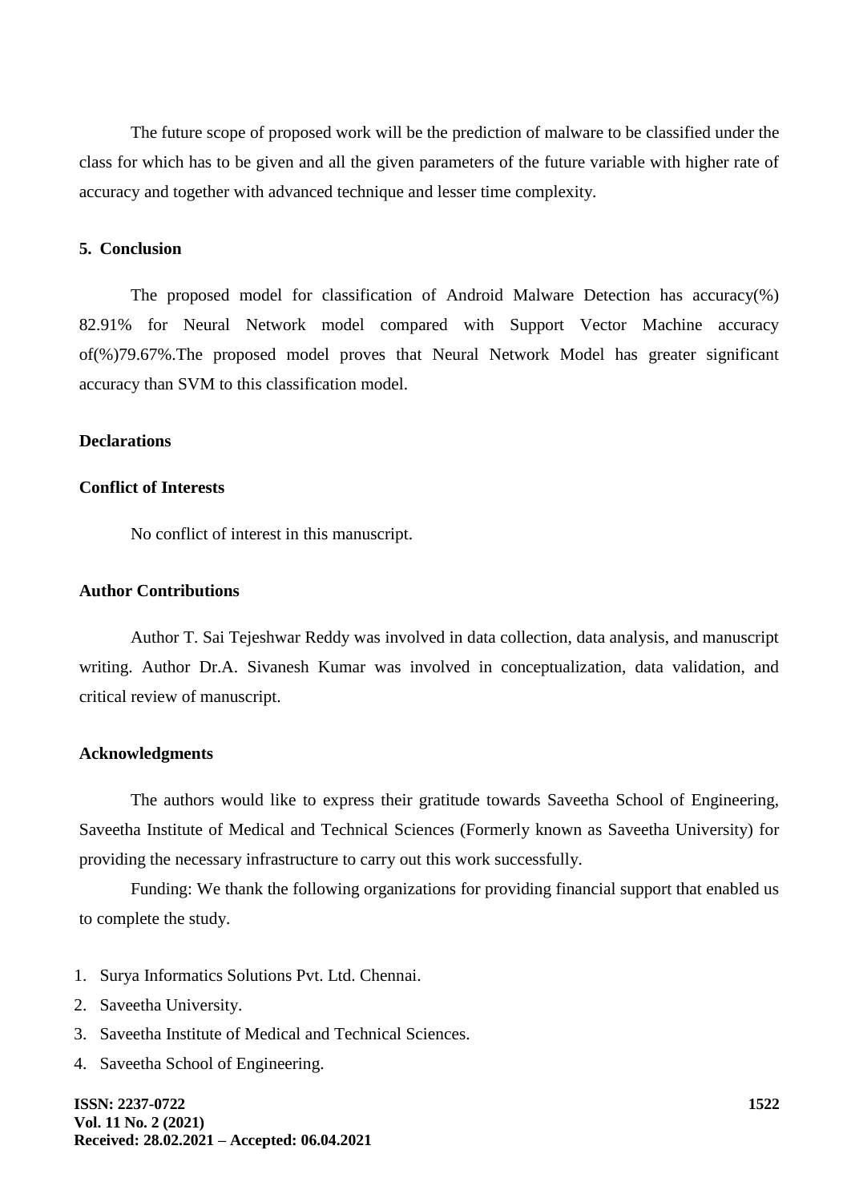The future scope of proposed work will be the prediction of malware to be classified under the class for which has to be given and all the given parameters of the future variable with higher rate of accuracy and together with advanced technique and lesser time complexity.

## 5. Conclusion

The proposed model for classification of Android Malware Detection has accuracy(%) 82.91% for Neural Network model compared with Support Vector Machine accuracy of(%)79.67%.The proposed model proves that Neural Network Model has greater significant accuracy than SVM to this classification model.

## Declarations

### Conflict of Interests

No conflict of interest in this manuscript.

### Author Contributions

Author T. Sai Tejeshwar Reddy was involved in data collection, data analysis, and manuscript writing. Author Dr.A. Sivanesh Kumar was involved in conceptualization, data validation, and critical review of manuscript.

### Acknowledgments

The authors would like to express their gratitude towards Saveetha School of Engineering, Saveetha Institute of Medical and Technical Sciences (Formerly known as Saveetha University) for providing the necessary infrastructure to carry out this work successfully.

Funding: We thank the following organizations for providing financial support that enabled us to complete the study.

1. Surya Informatics Solutions Pvt. Ltd. Chennai.
2. Saveetha University.
3. Saveetha Institute of Medical and Technical Sciences.
4. Saveetha School of Engineering.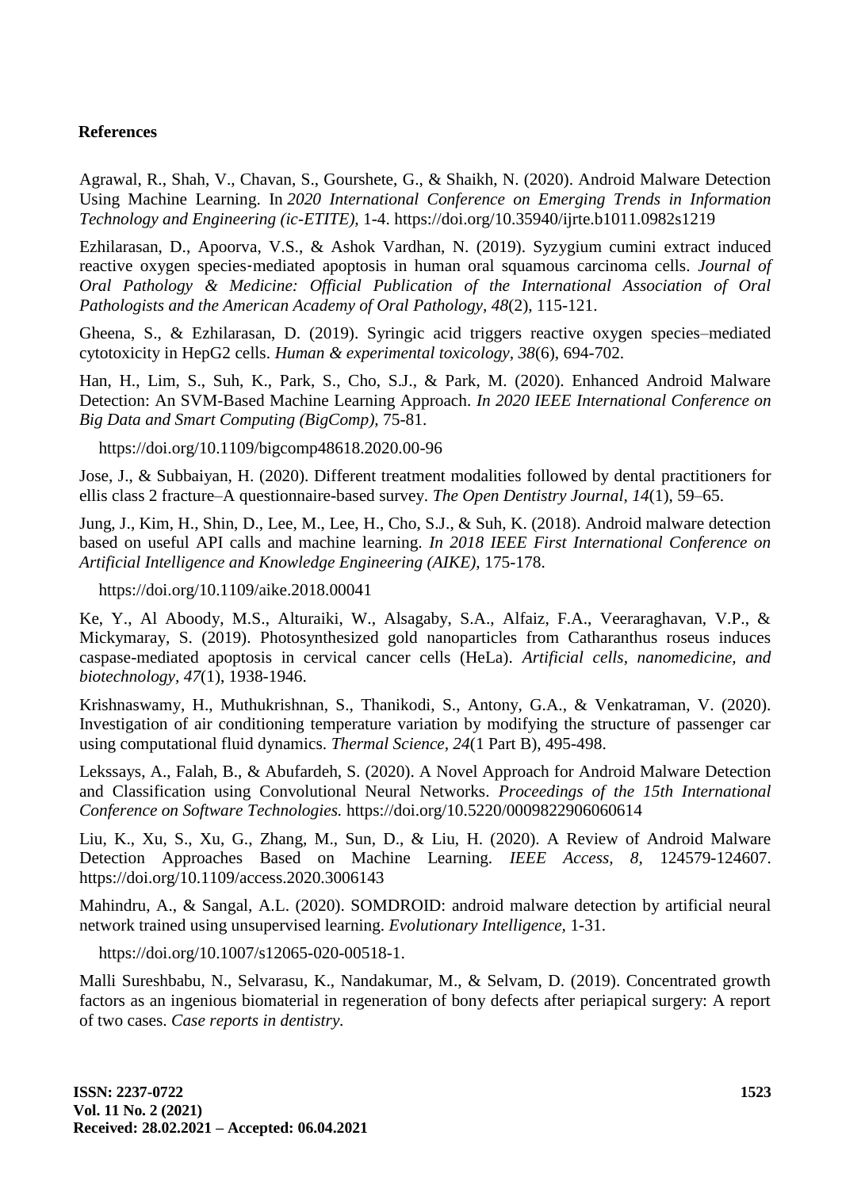## References

Agrawal, R., Shah, V., Chavan, S., Gourshete, G., & Shaikh, N. (2020). Android Malware Detection Using Machine Learning. In *2020 International Conference on Emerging Trends in Information Technology and Engineering (ic-ETITE)*, 1-4. https://doi.org/10.35940/ijrte.b1011.0982s1219

Ezhilarasan, D., Apoorva, V.S., & Ashok Vardhan, N. (2019). Syzygium cumini extract induced reactive oxygen species‐mediated apoptosis in human oral squamous carcinoma cells. *Journal of Oral Pathology & Medicine: Official Publication of the International Association of Oral Pathologists and the American Academy of Oral Pathology*, *48*(2), 115-121.

Gheena, S., & Ezhilarasan, D. (2019). Syringic acid triggers reactive oxygen species–mediated cytotoxicity in HepG2 cells. *Human & experimental toxicology*, *38*(6), 694-702.

Han, H., Lim, S., Suh, K., Park, S., Cho, S.J., & Park, M. (2020). Enhanced Android Malware Detection: An SVM-Based Machine Learning Approach. *In 2020 IEEE International Conference on Big Data and Smart Computing (BigComp)*, 75-81.

https://doi.org/10.1109/bigcomp48618.2020.00-96

Jose, J., & Subbaiyan, H. (2020). Different treatment modalities followed by dental practitioners for ellis class 2 fracture–A questionnaire-based survey. *The Open Dentistry Journal*, *14*(1), 59–65.

Jung, J., Kim, H., Shin, D., Lee, M., Lee, H., Cho, S.J., & Suh, K. (2018). Android malware detection based on useful API calls and machine learning. *In 2018 IEEE First International Conference on Artificial Intelligence and Knowledge Engineering (AIKE)*, 175-178.

https://doi.org/10.1109/aike.2018.00041

Ke, Y., Al Aboody, M.S., Alturaiki, W., Alsagaby, S.A., Alfaiz, F.A., Veeraraghavan, V.P., & Mickymaray, S. (2019). Photosynthesized gold nanoparticles from Catharanthus roseus induces caspase-mediated apoptosis in cervical cancer cells (HeLa). *Artificial cells, nanomedicine, and biotechnology*, *47*(1), 1938-1946.

Krishnaswamy, H., Muthukrishnan, S., Thanikodi, S., Antony, G.A., & Venkatraman, V. (2020). Investigation of air conditioning temperature variation by modifying the structure of passenger car using computational fluid dynamics. *Thermal Science*, *24*(1 Part B), 495-498.

Lekssays, A., Falah, B., & Abufardeh, S. (2020). A Novel Approach for Android Malware Detection and Classification using Convolutional Neural Networks. *Proceedings of the 15th International Conference on Software Technologies.* https://doi.org/10.5220/0009822906060614

Liu, K., Xu, S., Xu, G., Zhang, M., Sun, D., & Liu, H. (2020). A Review of Android Malware Detection Approaches Based on Machine Learning. *IEEE Access, 8*, 124579-124607. https://doi.org/10.1109/access.2020.3006143

Mahindru, A., & Sangal, A.L. (2020). SOMDROID: android malware detection by artificial neural network trained using unsupervised learning. *Evolutionary Intelligence*, 1-31.

https://doi.org/10.1007/s12065-020-00518-1.

Malli Sureshbabu, N., Selvarasu, K., Nandakumar, M., & Selvam, D. (2019). Concentrated growth factors as an ingenious biomaterial in regeneration of bony defects after periapical surgery: A report of two cases. *Case reports in dentistry*.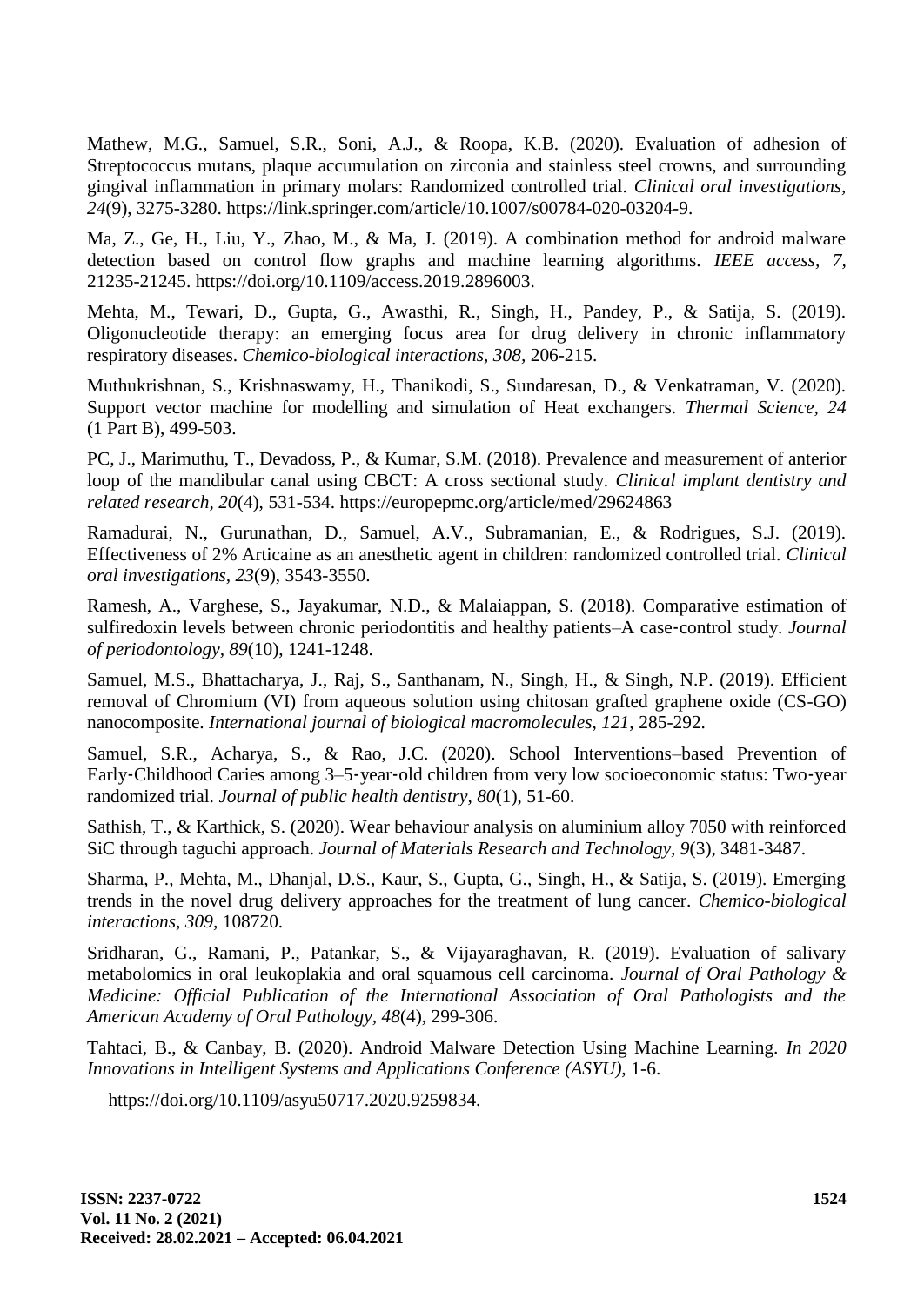Mathew, M.G., Samuel, S.R., Soni, A.J., & Roopa, K.B. (2020). Evaluation of adhesion of Streptococcus mutans, plaque accumulation on zirconia and stainless steel crowns, and surrounding gingival inflammation in primary molars: Randomized controlled trial. *Clinical oral investigations, 24*(9), 3275-3280. https://link.springer.com/article/10.1007/s00784-020-03204-9.

Ma, Z., Ge, H., Liu, Y., Zhao, M., & Ma, J. (2019). A combination method for android malware detection based on control flow graphs and machine learning algorithms. *IEEE access, 7*, 21235-21245. https://doi.org/10.1109/access.2019.2896003.

Mehta, M., Tewari, D., Gupta, G., Awasthi, R., Singh, H., Pandey, P., & Satija, S. (2019). Oligonucleotide therapy: an emerging focus area for drug delivery in chronic inflammatory respiratory diseases. *Chemico-biological interactions, 308*, 206-215.

Muthukrishnan, S., Krishnaswamy, H., Thanikodi, S., Sundaresan, D., & Venkatraman, V. (2020). Support vector machine for modelling and simulation of Heat exchangers. *Thermal Science, 24* (1 Part B), 499-503.

PC, J., Marimuthu, T., Devadoss, P., & Kumar, S.M. (2018). Prevalence and measurement of anterior loop of the mandibular canal using CBCT: A cross sectional study. *Clinical implant dentistry and related research, 20*(4), 531-534. https://europepmc.org/article/med/29624863

Ramadurai, N., Gurunathan, D., Samuel, A.V., Subramanian, E., & Rodrigues, S.J. (2019). Effectiveness of 2% Articaine as an anesthetic agent in children: randomized controlled trial. *Clinical oral investigations, 23*(9), 3543-3550.

Ramesh, A., Varghese, S., Jayakumar, N.D., & Malaiappan, S. (2018). Comparative estimation of sulfiredoxin levels between chronic periodontitis and healthy patients–A case‐control study. *Journal of periodontology, 89*(10), 1241-1248.

Samuel, M.S., Bhattacharya, J., Raj, S., Santhanam, N., Singh, H., & Singh, N.P. (2019). Efficient removal of Chromium (VI) from aqueous solution using chitosan grafted graphene oxide (CS-GO) nanocomposite. *International journal of biological macromolecules, 121*, 285-292.

Samuel, S.R., Acharya, S., & Rao, J.C. (2020). School Interventions–based Prevention of Early‐Childhood Caries among 3–5‐year‐old children from very low socioeconomic status: Two‐year randomized trial. *Journal of public health dentistry, 80*(1), 51-60.

Sathish, T., & Karthick, S. (2020). Wear behaviour analysis on aluminium alloy 7050 with reinforced SiC through taguchi approach. *Journal of Materials Research and Technology, 9*(3), 3481-3487.

Sharma, P., Mehta, M., Dhanjal, D.S., Kaur, S., Gupta, G., Singh, H., & Satija, S. (2019). Emerging trends in the novel drug delivery approaches for the treatment of lung cancer. *Chemico-biological interactions, 309*, 108720.

Sridharan, G., Ramani, P., Patankar, S., & Vijayaraghavan, R. (2019). Evaluation of salivary metabolomics in oral leukoplakia and oral squamous cell carcinoma. *Journal of Oral Pathology & Medicine: Official Publication of the International Association of Oral Pathologists and the American Academy of Oral Pathology, 48*(4), 299-306.

Tahtaci, B., & Canbay, B. (2020). Android Malware Detection Using Machine Learning. *In 2020 Innovations in Intelligent Systems and Applications Conference (ASYU)*, 1-6.

https://doi.org/10.1109/asyu50717.2020.9259834.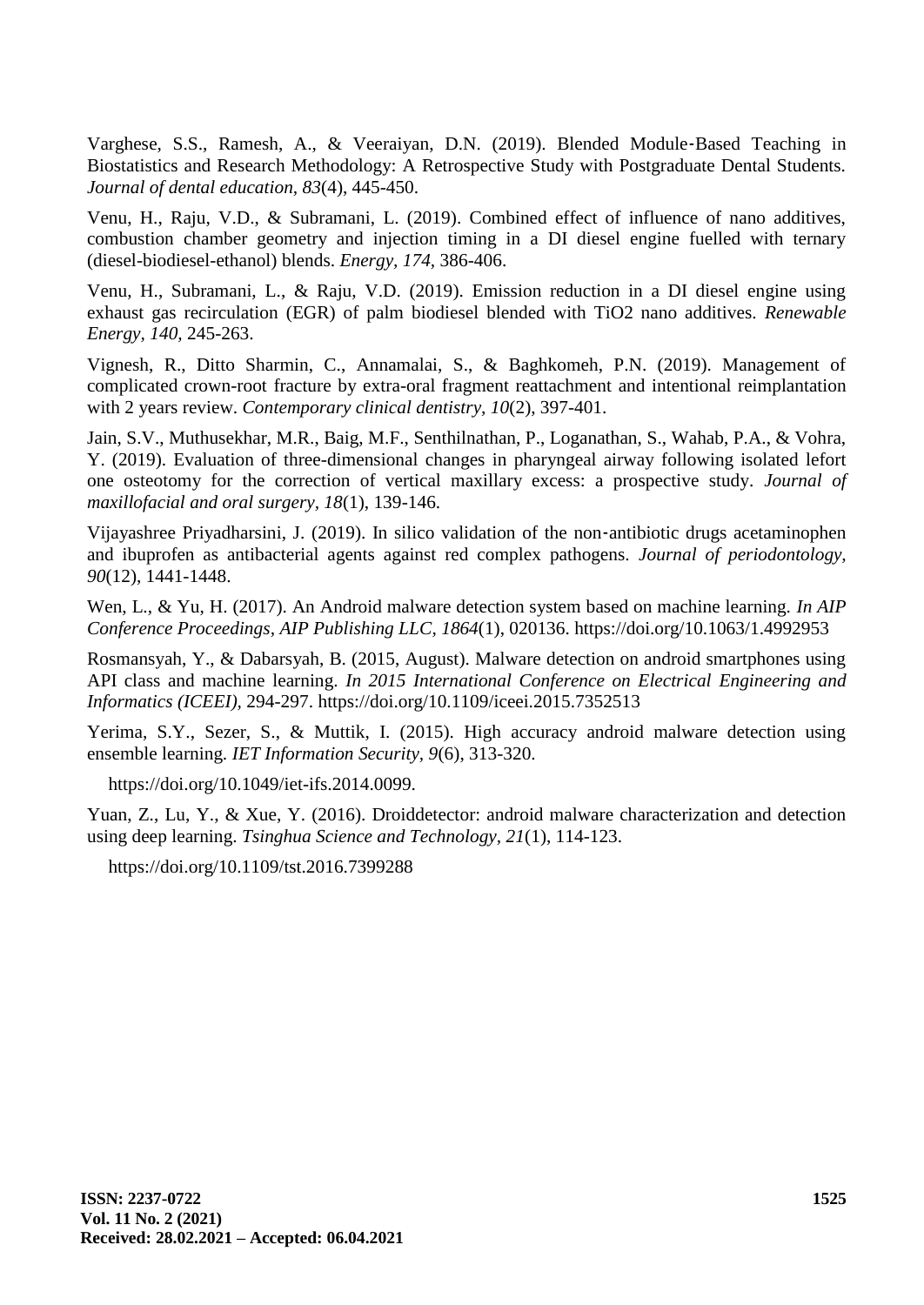Varghese, S.S., Ramesh, A., & Veeraiyan, D.N. (2019). Blended Module‐Based Teaching in Biostatistics and Research Methodology: A Retrospective Study with Postgraduate Dental Students. *Journal of dental education*, *83*(4), 445-450.

Venu, H., Raju, V.D., & Subramani, L. (2019). Combined effect of influence of nano additives, combustion chamber geometry and injection timing in a DI diesel engine fuelled with ternary (diesel-biodiesel-ethanol) blends. *Energy, 174*, 386-406.

Venu, H., Subramani, L., & Raju, V.D. (2019). Emission reduction in a DI diesel engine using exhaust gas recirculation (EGR) of palm biodiesel blended with TiO2 nano additives. *Renewable Energy, 140*, 245-263.

Vignesh, R., Ditto Sharmin, C., Annamalai, S., & Baghkomeh, P.N. (2019). Management of complicated crown-root fracture by extra-oral fragment reattachment and intentional reimplantation with 2 years review. *Contemporary clinical dentistry, 10*(2), 397-401.

Jain, S.V., Muthusekhar, M.R., Baig, M.F., Senthilnathan, P., Loganathan, S., Wahab, P.A., & Vohra, Y. (2019). Evaluation of three-dimensional changes in pharyngeal airway following isolated lefort one osteotomy for the correction of vertical maxillary excess: a prospective study. *Journal of maxillofacial and oral surgery, 18*(1), 139-146.

Vijayashree Priyadharsini, J. (2019). In silico validation of the non‐antibiotic drugs acetaminophen and ibuprofen as antibacterial agents against red complex pathogens. *Journal of periodontology, 90*(12), 1441-1448.

Wen, L., & Yu, H. (2017). An Android malware detection system based on machine learning. *In AIP Conference Proceedings, AIP Publishing LLC, 1864*(1), 020136. https://doi.org/10.1063/1.4992953

Rosmansyah, Y., & Dabarsyah, B. (2015, August). Malware detection on android smartphones using API class and machine learning. *In 2015 International Conference on Electrical Engineering and Informatics (ICEEI)*, 294-297. https://doi.org/10.1109/iceei.2015.7352513

Yerima, S.Y., Sezer, S., & Muttik, I. (2015). High accuracy android malware detection using ensemble learning. *IET Information Security*, *9*(6), 313-320.

https://doi.org/10.1049/iet-ifs.2014.0099.

Yuan, Z., Lu, Y., & Xue, Y. (2016). Droiddetector: android malware characterization and detection using deep learning. *Tsinghua Science and Technology, 21*(1), 114-123.

https://doi.org/10.1109/tst.2016.7399288